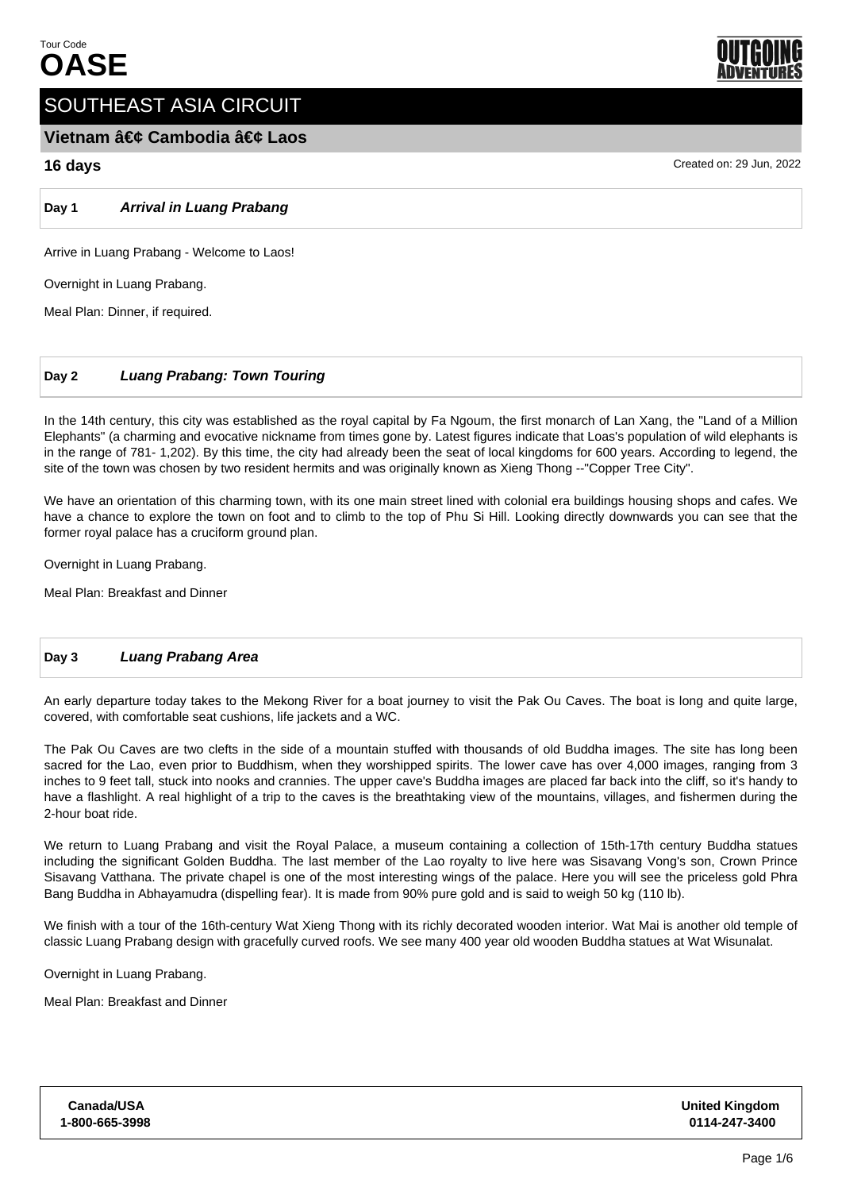Tour Code
# OASE

OUTGOING ADVENTURES

## SOUTHEAST ASIA CIRCUIT

### Vietnam â€¢ Cambodia â€¢ Laos

**16 days**

Created on: 29 Jun, 2022

---

**Day 1** ***Arrival in Luang Prabang***

Arrive in Luang Prabang - Welcome to Laos!

Overnight in Luang Prabang.

Meal Plan: Dinner, if required.

---

**Day 2** ***Luang Prabang: Town Touring***

In the 14th century, this city was established as the royal capital by Fa Ngoum, the first monarch of Lan Xang, the "Land of a Million Elephants" (a charming and evocative nickname from times gone by. Latest figures indicate that Loas's population of wild elephants is in the range of 781- 1,202). By this time, the city had already been the seat of local kingdoms for 600 years. According to legend, the site of the town was chosen by two resident hermits and was originally known as Xieng Thong --"Copper Tree City".

We have an orientation of this charming town, with its one main street lined with colonial era buildings housing shops and cafes. We have a chance to explore the town on foot and to climb to the top of Phu Si Hill. Looking directly downwards you can see that the former royal palace has a cruciform ground plan.

Overnight in Luang Prabang.

Meal Plan: Breakfast and Dinner

---

**Day 3** ***Luang Prabang Area***

An early departure today takes to the Mekong River for a boat journey to visit the Pak Ou Caves. The boat is long and quite large, covered, with comfortable seat cushions, life jackets and a WC.

The Pak Ou Caves are two clefts in the side of a mountain stuffed with thousands of old Buddha images. The site has long been sacred for the Lao, even prior to Buddhism, when they worshipped spirits. The lower cave has over 4,000 images, ranging from 3 inches to 9 feet tall, stuck into nooks and crannies. The upper cave's Buddha images are placed far back into the cliff, so it's handy to have a flashlight. A real highlight of a trip to the caves is the breathtaking view of the mountains, villages, and fishermen during the 2-hour boat ride.

We return to Luang Prabang and visit the Royal Palace, a museum containing a collection of 15th-17th century Buddha statues including the significant Golden Buddha. The last member of the Lao royalty to live here was Sisavang Vong's son, Crown Prince Sisavang Vatthana. The private chapel is one of the most interesting wings of the palace. Here you will see the priceless gold Phra Bang Buddha in Abhayamudra (dispelling fear). It is made from 90% pure gold and is said to weigh 50 kg (110 lb).

We finish with a tour of the 16th-century Wat Xieng Thong with its richly decorated wooden interior. Wat Mai is another old temple of classic Luang Prabang design with gracefully curved roofs. We see many 400 year old wooden Buddha statues at Wat Wisunalat.

Overnight in Luang Prabang.

Meal Plan: Breakfast and Dinner

---

| Canada/USA | United Kingdom |
| --- | --- |
| 1-800-665-3998 | 0114-247-3400 |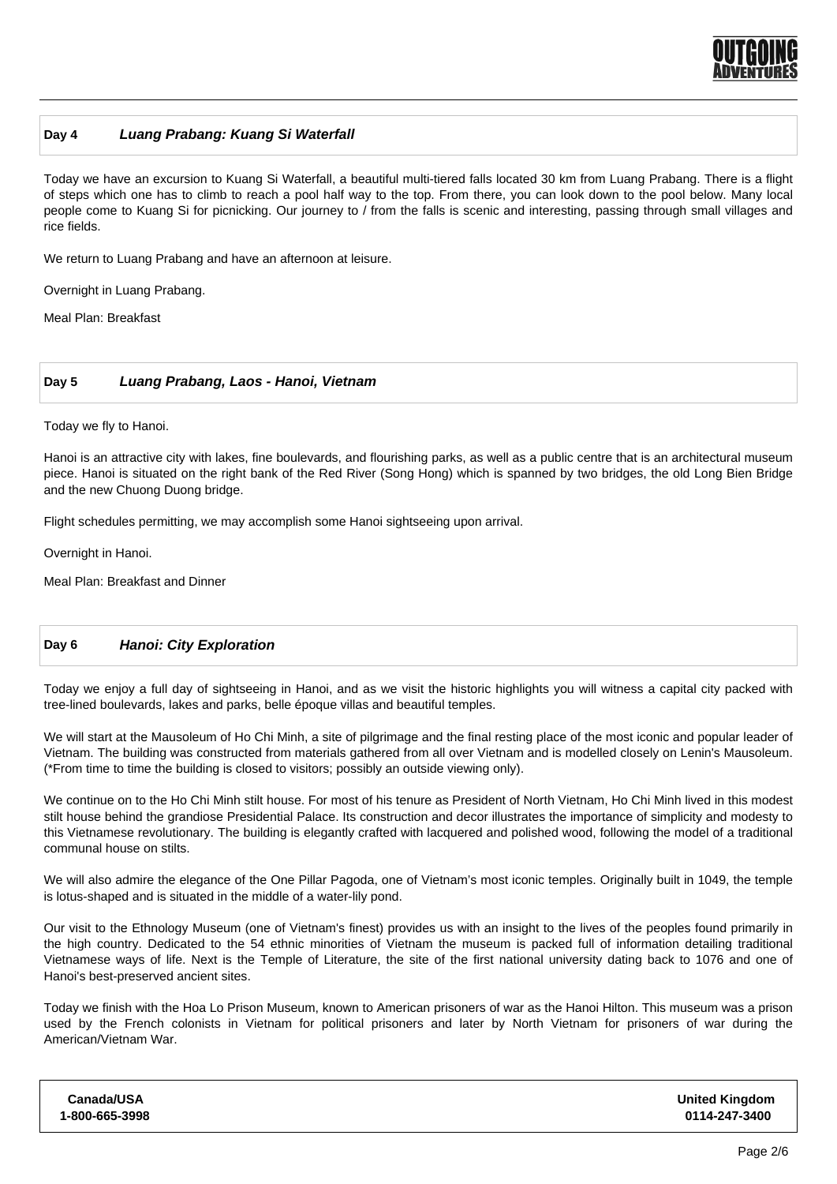## Day 4 — *Luang Prabang: Kuang Si Waterfall*

Today we have an excursion to Kuang Si Waterfall, a beautiful multi-tiered falls located 30 km from Luang Prabang. There is a flight of steps which one has to climb to reach a pool half way to the top. From there, you can look down to the pool below. Many local people come to Kuang Si for picnicking. Our journey to / from the falls is scenic and interesting, passing through small villages and rice fields.

We return to Luang Prabang and have an afternoon at leisure.

Overnight in Luang Prabang.

Meal Plan: Breakfast

## Day 5 — *Luang Prabang, Laos - Hanoi, Vietnam*

Today we fly to Hanoi.

Hanoi is an attractive city with lakes, fine boulevards, and flourishing parks, as well as a public centre that is an architectural museum piece. Hanoi is situated on the right bank of the Red River (Song Hong) which is spanned by two bridges, the old Long Bien Bridge and the new Chuong Duong bridge.

Flight schedules permitting, we may accomplish some Hanoi sightseeing upon arrival.

Overnight in Hanoi.

Meal Plan: Breakfast and Dinner

## Day 6 — *Hanoi: City Exploration*

Today we enjoy a full day of sightseeing in Hanoi, and as we visit the historic highlights you will witness a capital city packed with tree-lined boulevards, lakes and parks, belle époque villas and beautiful temples.

We will start at the Mausoleum of Ho Chi Minh, a site of pilgrimage and the final resting place of the most iconic and popular leader of Vietnam. The building was constructed from materials gathered from all over Vietnam and is modelled closely on Lenin's Mausoleum. (*From time to time the building is closed to visitors; possibly an outside viewing only).

We continue on to the Ho Chi Minh stilt house. For most of his tenure as President of North Vietnam, Ho Chi Minh lived in this modest stilt house behind the grandiose Presidential Palace. Its construction and decor illustrates the importance of simplicity and modesty to this Vietnamese revolutionary. The building is elegantly crafted with lacquered and polished wood, following the model of a traditional communal house on stilts.

We will also admire the elegance of the One Pillar Pagoda, one of Vietnam's most iconic temples. Originally built in 1049, the temple is lotus-shaped and is situated in the middle of a water-lily pond.

Our visit to the Ethnology Museum (one of Vietnam's finest) provides us with an insight to the lives of the peoples found primarily in the high country. Dedicated to the 54 ethnic minorities of Vietnam the museum is packed full of information detailing traditional Vietnamese ways of life. Next is the Temple of Literature, the site of the first national university dating back to 1076 and one of Hanoi's best-preserved ancient sites.

Today we finish with the Hoa Lo Prison Museum, known to American prisoners of war as the Hanoi Hilton. This museum was a prison used by the French colonists in Vietnam for political prisoners and later by North Vietnam for prisoners of war during the American/Vietnam War.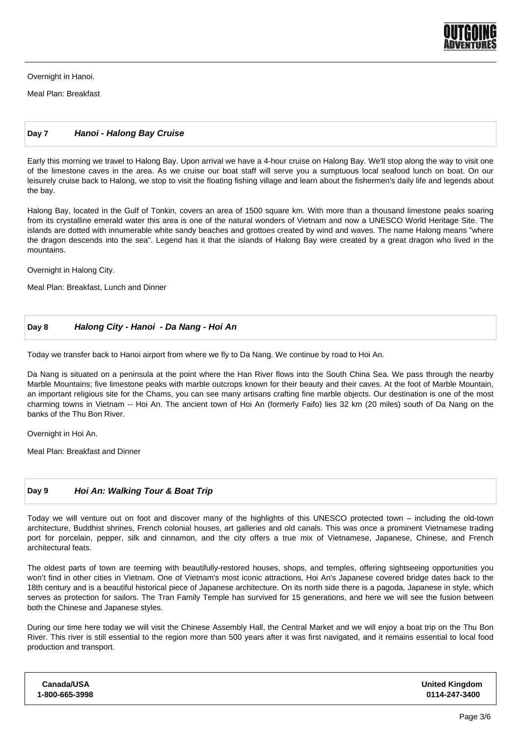Overnight in Hanoi.

Meal Plan: Breakfast

## Day 7 *Hanoi - Halong Bay Cruise*

Early this morning we travel to Halong Bay. Upon arrival we have a 4-hour cruise on Halong Bay. We'll stop along the way to visit one of the limestone caves in the area. As we cruise our boat staff will serve you a sumptuous local seafood lunch on boat. On our leisurely cruise back to Halong, we stop to visit the floating fishing village and learn about the fishermen's daily life and legends about the bay.

Halong Bay, located in the Gulf of Tonkin, covers an area of 1500 square km. With more than a thousand limestone peaks soaring from its crystalline emerald water this area is one of the natural wonders of Vietnam and now a UNESCO World Heritage Site. The islands are dotted with innumerable white sandy beaches and grottoes created by wind and waves. The name Halong means "where the dragon descends into the sea". Legend has it that the islands of Halong Bay were created by a great dragon who lived in the mountains.

Overnight in Halong City.

Meal Plan: Breakfast, Lunch and Dinner

## Day 8 *Halong City - Hanoi - Da Nang - Hoi An*

Today we transfer back to Hanoi airport from where we fly to Da Nang. We continue by road to Hoi An.

Da Nang is situated on a peninsula at the point where the Han River flows into the South China Sea. We pass through the nearby Marble Mountains; five limestone peaks with marble outcrops known for their beauty and their caves. At the foot of Marble Mountain, an important religious site for the Chams, you can see many artisans crafting fine marble objects. Our destination is one of the most charming towns in Vietnam -- Hoi An. The ancient town of Hoi An (formerly Faifo) lies 32 km (20 miles) south of Da Nang on the banks of the Thu Bon River.

Overnight in Hoi An.

Meal Plan: Breakfast and Dinner

## Day 9 *Hoi An: Walking Tour & Boat Trip*

Today we will venture out on foot and discover many of the highlights of this UNESCO protected town – including the old-town architecture, Buddhist shrines, French colonial houses, art galleries and old canals. This was once a prominent Vietnamese trading port for porcelain, pepper, silk and cinnamon, and the city offers a true mix of Vietnamese, Japanese, Chinese, and French architectural feats.

The oldest parts of town are teeming with beautifully-restored houses, shops, and temples, offering sightseeing opportunities you won't find in other cities in Vietnam. One of Vietnam's most iconic attractions, Hoi An's Japanese covered bridge dates back to the 18th century and is a beautiful historical piece of Japanese architecture. On its north side there is a pagoda, Japanese in style, which serves as protection for sailors. The Tran Family Temple has survived for 15 generations, and here we will see the fusion between both the Chinese and Japanese styles.

During our time here today we will visit the Chinese Assembly Hall, the Central Market and we will enjoy a boat trip on the Thu Bon River. This river is still essential to the region more than 500 years after it was first navigated, and it remains essential to local food production and transport.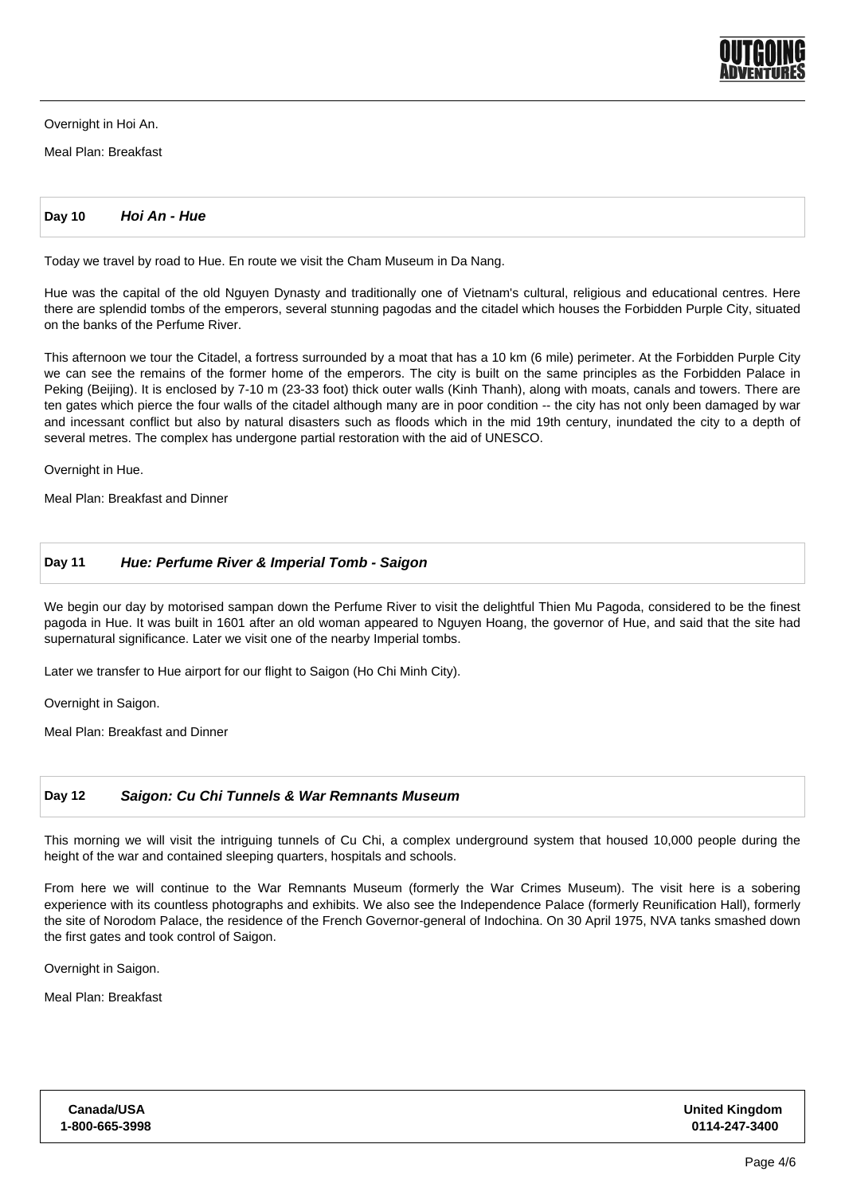Overnight in Hoi An.

Meal Plan: Breakfast

## Day 10 *Hoi An - Hue*

Today we travel by road to Hue. En route we visit the Cham Museum in Da Nang.

Hue was the capital of the old Nguyen Dynasty and traditionally one of Vietnam's cultural, religious and educational centres. Here there are splendid tombs of the emperors, several stunning pagodas and the citadel which houses the Forbidden Purple City, situated on the banks of the Perfume River.

This afternoon we tour the Citadel, a fortress surrounded by a moat that has a 10 km (6 mile) perimeter. At the Forbidden Purple City we can see the remains of the former home of the emperors. The city is built on the same principles as the Forbidden Palace in Peking (Beijing). It is enclosed by 7-10 m (23-33 foot) thick outer walls (Kinh Thanh), along with moats, canals and towers. There are ten gates which pierce the four walls of the citadel although many are in poor condition -- the city has not only been damaged by war and incessant conflict but also by natural disasters such as floods which in the mid 19th century, inundated the city to a depth of several metres. The complex has undergone partial restoration with the aid of UNESCO.

Overnight in Hue.

Meal Plan: Breakfast and Dinner

## Day 11 *Hue: Perfume River & Imperial Tomb - Saigon*

We begin our day by motorised sampan down the Perfume River to visit the delightful Thien Mu Pagoda, considered to be the finest pagoda in Hue. It was built in 1601 after an old woman appeared to Nguyen Hoang, the governor of Hue, and said that the site had supernatural significance. Later we visit one of the nearby Imperial tombs.

Later we transfer to Hue airport for our flight to Saigon (Ho Chi Minh City).

Overnight in Saigon.

Meal Plan: Breakfast and Dinner

## Day 12 *Saigon: Cu Chi Tunnels & War Remnants Museum*

This morning we will visit the intriguing tunnels of Cu Chi, a complex underground system that housed 10,000 people during the height of the war and contained sleeping quarters, hospitals and schools.

From here we will continue to the War Remnants Museum (formerly the War Crimes Museum). The visit here is a sobering experience with its countless photographs and exhibits. We also see the Independence Palace (formerly Reunification Hall), formerly the site of Norodom Palace, the residence of the French Governor-general of Indochina. On 30 April 1975, NVA tanks smashed down the first gates and took control of Saigon.

Overnight in Saigon.

Meal Plan: Breakfast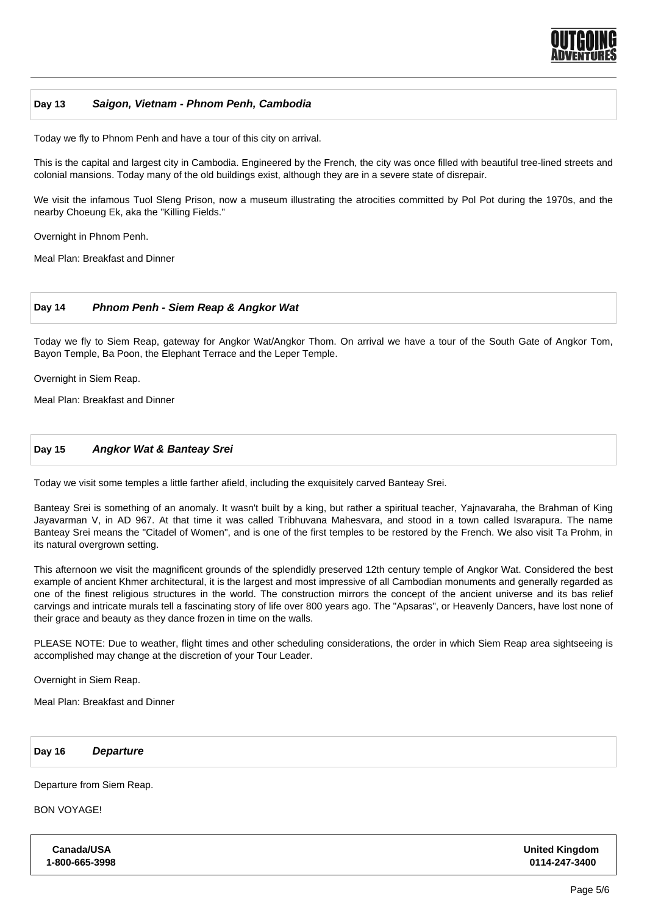## Day 13 *Saigon, Vietnam - Phnom Penh, Cambodia*

Today we fly to Phnom Penh and have a tour of this city on arrival.

This is the capital and largest city in Cambodia. Engineered by the French, the city was once filled with beautiful tree-lined streets and colonial mansions. Today many of the old buildings exist, although they are in a severe state of disrepair.

We visit the infamous Tuol Sleng Prison, now a museum illustrating the atrocities committed by Pol Pot during the 1970s, and the nearby Choeung Ek, aka the "Killing Fields."

Overnight in Phnom Penh.

Meal Plan: Breakfast and Dinner

## Day 14 *Phnom Penh - Siem Reap & Angkor Wat*

Today we fly to Siem Reap, gateway for Angkor Wat/Angkor Thom. On arrival we have a tour of the South Gate of Angkor Tom, Bayon Temple, Ba Poon, the Elephant Terrace and the Leper Temple.

Overnight in Siem Reap.

Meal Plan: Breakfast and Dinner

## Day 15 *Angkor Wat & Banteay Srei*

Today we visit some temples a little farther afield, including the exquisitely carved Banteay Srei.

Banteay Srei is something of an anomaly. It wasn't built by a king, but rather a spiritual teacher, Yajnavaraha, the Brahman of King Jayavarman V, in AD 967. At that time it was called Tribhuvana Mahesvara, and stood in a town called Isvarapura. The name Banteay Srei means the "Citadel of Women", and is one of the first temples to be restored by the French. We also visit Ta Prohm, in its natural overgrown setting.

This afternoon we visit the magnificent grounds of the splendidly preserved 12th century temple of Angkor Wat. Considered the best example of ancient Khmer architectural, it is the largest and most impressive of all Cambodian monuments and generally regarded as one of the finest religious structures in the world. The construction mirrors the concept of the ancient universe and its bas relief carvings and intricate murals tell a fascinating story of life over 800 years ago. The "Apsaras", or Heavenly Dancers, have lost none of their grace and beauty as they dance frozen in time on the walls.

PLEASE NOTE: Due to weather, flight times and other scheduling considerations, the order in which Siem Reap area sightseeing is accomplished may change at the discretion of your Tour Leader.

Overnight in Siem Reap.

Meal Plan: Breakfast and Dinner

## Day 16 *Departure*

Departure from Siem Reap.

BON VOYAGE!

| Canada/USA | United Kingdom |
|---|---|
| 1-800-665-3998 | 0114-247-3400 |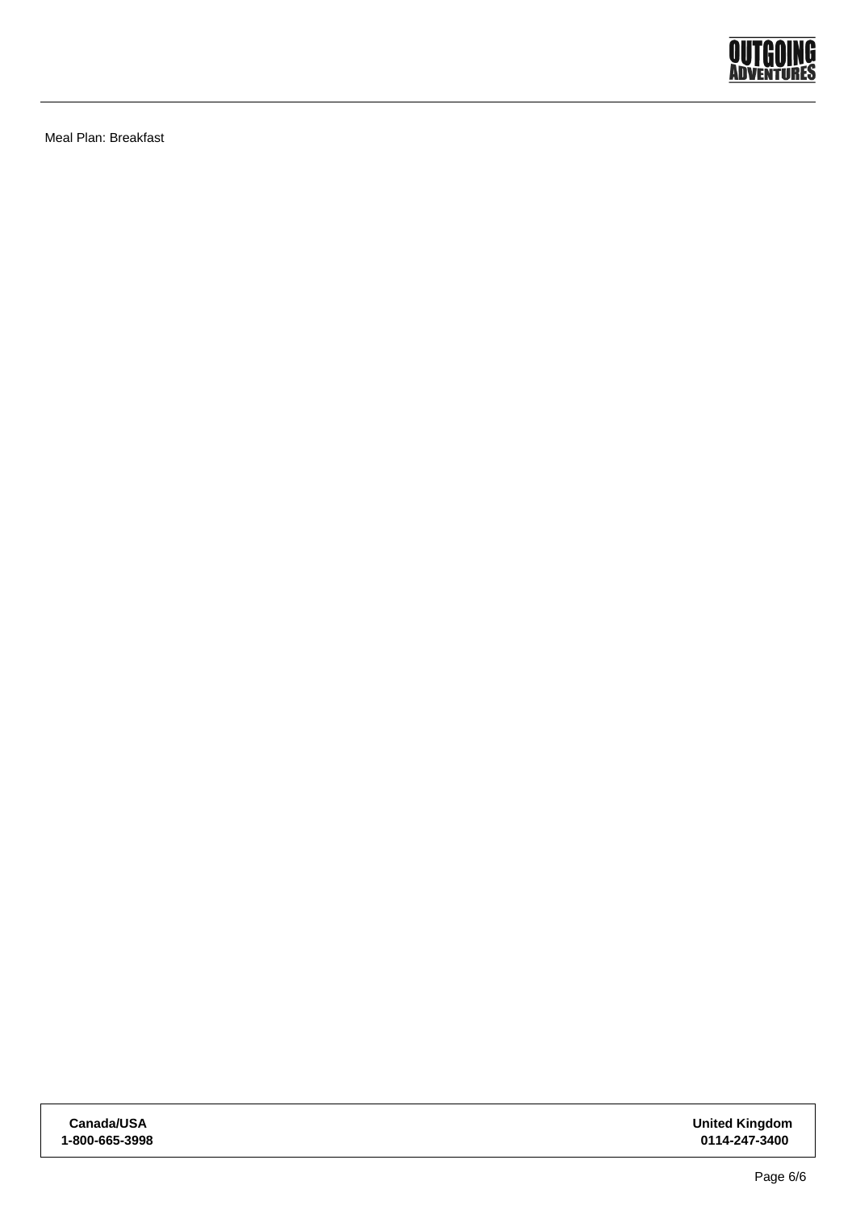Meal Plan: Breakfast

**Canada/USA**
**1-800-665-3998**

**United Kingdom**
**0114-247-3400**